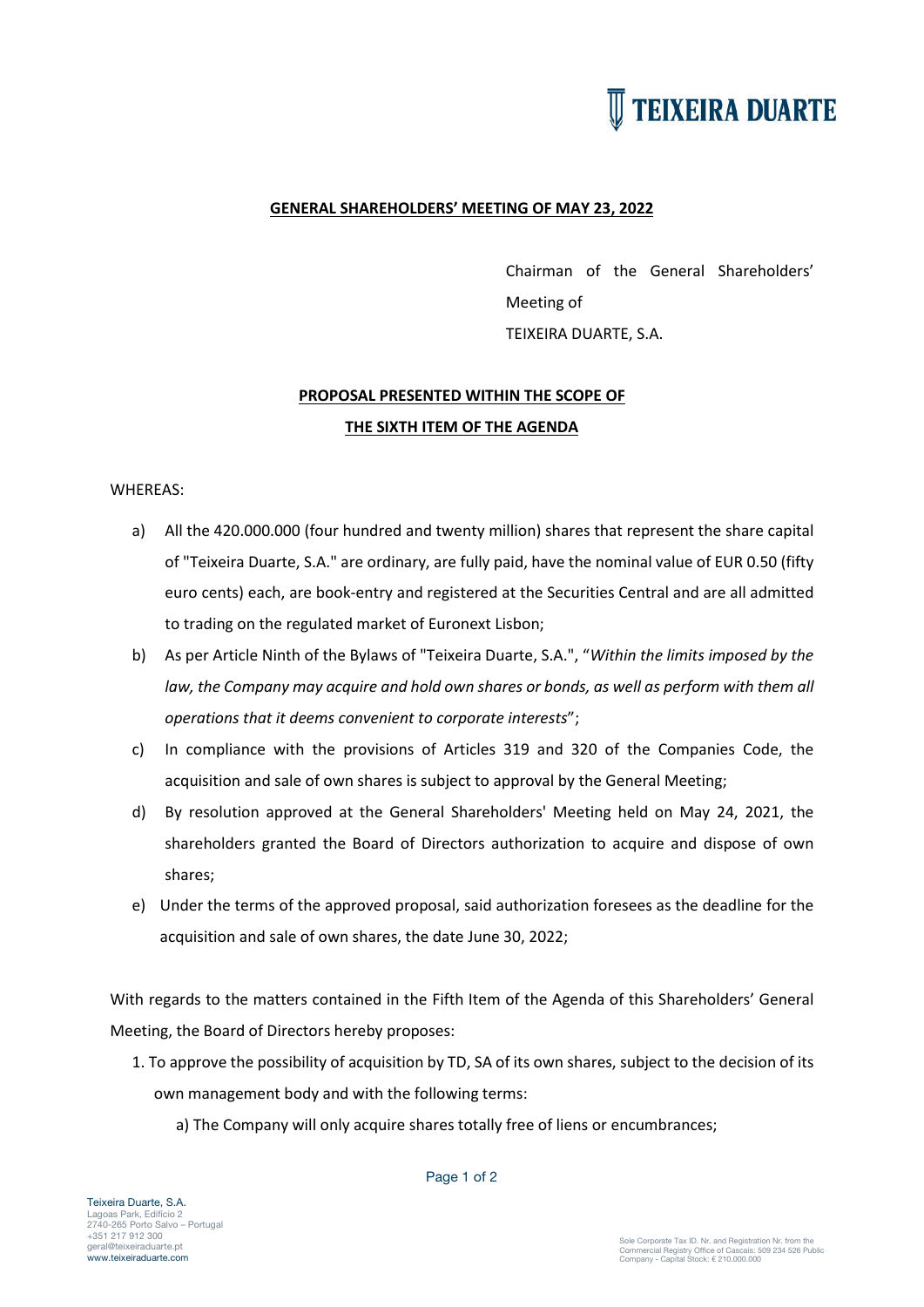**GENERAL SHAREHOLDERS' MEETING OF MAY 23, 2022**

Chairman of the General Shareholders' Meeting of
TEIXEIRA DUARTE, S.A.

**PROPOSAL PRESENTED WITHIN THE SCOPE OF THE SIXTH ITEM OF THE AGENDA**

WHEREAS:

a) All the 420.000.000 (four hundred and twenty million) shares that represent the share capital of "Teixeira Duarte, S.A." are ordinary, are fully paid, have the nominal value of EUR 0.50 (fifty euro cents) each, are book-entry and registered at the Securities Central and are all admitted to trading on the regulated market of Euronext Lisbon;

b) As per Article Ninth of the Bylaws of "Teixeira Duarte, S.A.", "*Within the limits imposed by the law, the Company may acquire and hold own shares or bonds, as well as perform with them all operations that it deems convenient to corporate interests*";

c) In compliance with the provisions of Articles 319 and 320 of the Companies Code, the acquisition and sale of own shares is subject to approval by the General Meeting;

d) By resolution approved at the General Shareholders' Meeting held on May 24, 2021, the shareholders granted the Board of Directors authorization to acquire and dispose of own shares;

e) Under the terms of the approved proposal, said authorization foresees as the deadline for the acquisition and sale of own shares, the date June 30, 2022;

With regards to the matters contained in the Fifth Item of the Agenda of this Shareholders' General Meeting, the Board of Directors hereby proposes:

1. To approve the possibility of acquisition by TD, SA of its own shares, subject to the decision of its own management body and with the following terms:

   a) The Company will only acquire shares totally free of liens or encumbrances;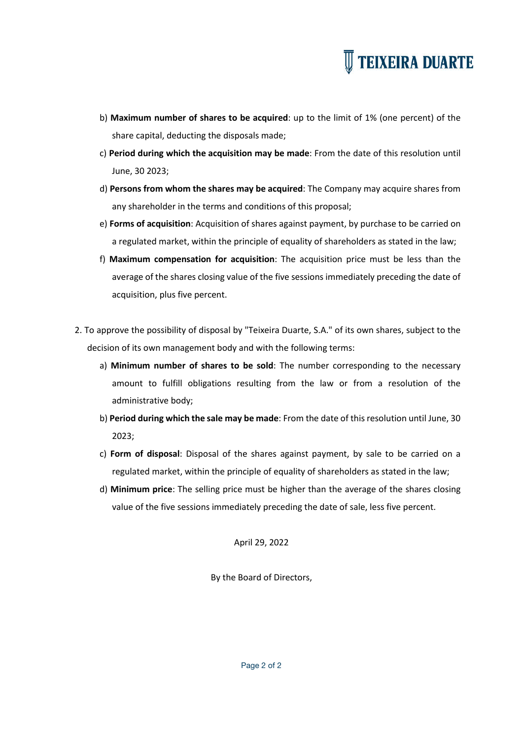b) **Maximum number of shares to be acquired**: up to the limit of 1% (one percent) of the share capital, deducting the disposals made;

c) **Period during which the acquisition may be made**: From the date of this resolution until June, 30 2023;

d) **Persons from whom the shares may be acquired**: The Company may acquire shares from any shareholder in the terms and conditions of this proposal;

e) **Forms of acquisition**: Acquisition of shares against payment, by purchase to be carried on a regulated market, within the principle of equality of shareholders as stated in the law;

f) **Maximum compensation for acquisition**: The acquisition price must be less than the average of the shares closing value of the five sessions immediately preceding the date of acquisition, plus five percent.

2. To approve the possibility of disposal by "Teixeira Duarte, S.A." of its own shares, subject to the decision of its own management body and with the following terms:

    a) **Minimum number of shares to be sold**: The number corresponding to the necessary amount to fulfill obligations resulting from the law or from a resolution of the administrative body;

    b) **Period during which the sale may be made**: From the date of this resolution until June, 30 2023;

    c) **Form of disposal**: Disposal of the shares against payment, by sale to be carried on a regulated market, within the principle of equality of shareholders as stated in the law;

    d) **Minimum price**: The selling price must be higher than the average of the shares closing value of the five sessions immediately preceding the date of sale, less five percent.

April 29, 2022

By the Board of Directors,